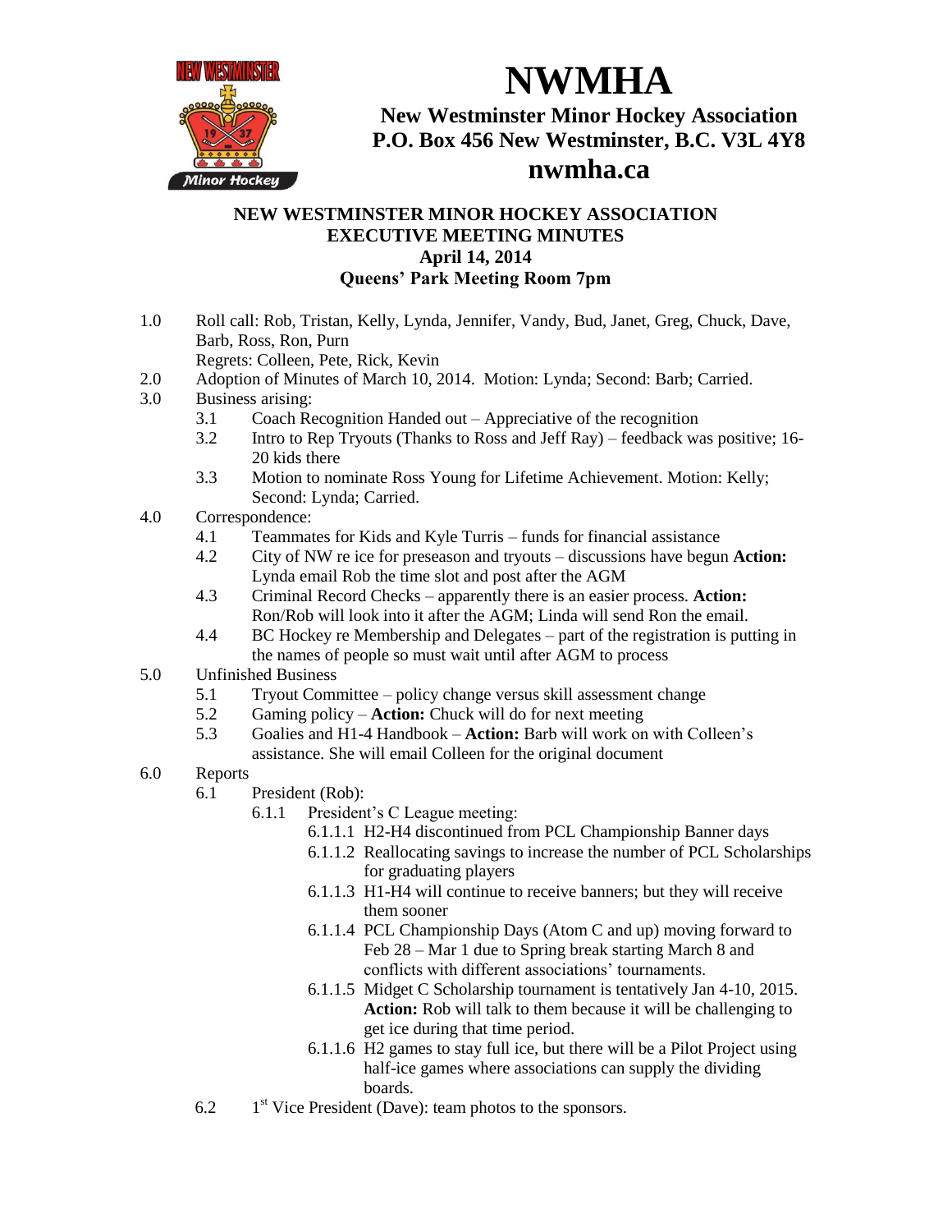# NWMHA

**New Westminster Minor Hockey Association**
**P.O. Box 456 New Westminster, B.C. V3L 4Y8**
**nwmha.ca**

## NEW WESTMINSTER MINOR HOCKEY ASSOCIATION
## EXECUTIVE MEETING MINUTES
## April 14, 2014
## Queens' Park Meeting Room 7pm

1.0 Roll call: Rob, Tristan, Kelly, Lynda, Jennifer, Vandy, Bud, Janet, Greg, Chuck, Dave, Barb, Ross, Ron, Purn
    Regrets: Colleen, Pete, Rick, Kevin

2.0 Adoption of Minutes of March 10, 2014. Motion: Lynda; Second: Barb; Carried.

3.0 Business arising:
- 3.1 Coach Recognition Handed out – Appreciative of the recognition
- 3.2 Intro to Rep Tryouts (Thanks to Ross and Jeff Ray) – feedback was positive; 16-20 kids there
- 3.3 Motion to nominate Ross Young for Lifetime Achievement. Motion: Kelly; Second: Lynda; Carried.

4.0 Correspondence:
- 4.1 Teammates for Kids and Kyle Turris – funds for financial assistance
- 4.2 City of NW re ice for preseason and tryouts – discussions have begun **Action:** Lynda email Rob the time slot and post after the AGM
- 4.3 Criminal Record Checks – apparently there is an easier process. **Action:** Ron/Rob will look into it after the AGM; Linda will send Ron the email.
- 4.4 BC Hockey re Membership and Delegates – part of the registration is putting in the names of people so must wait until after AGM to process

5.0 Unfinished Business
- 5.1 Tryout Committee – policy change versus skill assessment change
- 5.2 Gaming policy – **Action:** Chuck will do for next meeting
- 5.3 Goalies and H1-4 Handbook – **Action:** Barb will work on with Colleen's assistance. She will email Colleen for the original document

6.0 Reports
- 6.1 President (Rob):
  - 6.1.1 President's C League meeting:
    - 6.1.1.1 H2-H4 discontinued from PCL Championship Banner days
    - 6.1.1.2 Reallocating savings to increase the number of PCL Scholarships for graduating players
    - 6.1.1.3 H1-H4 will continue to receive banners; but they will receive them sooner
    - 6.1.1.4 PCL Championship Days (Atom C and up) moving forward to Feb 28 – Mar 1 due to Spring break starting March 8 and conflicts with different associations' tournaments.
    - 6.1.1.5 Midget C Scholarship tournament is tentatively Jan 4-10, 2015. **Action:** Rob will talk to them because it will be challenging to get ice during that time period.
    - 6.1.1.6 H2 games to stay full ice, but there will be a Pilot Project using half-ice games where associations can supply the dividing boards.
- 6.2 1st Vice President (Dave): team photos to the sponsors.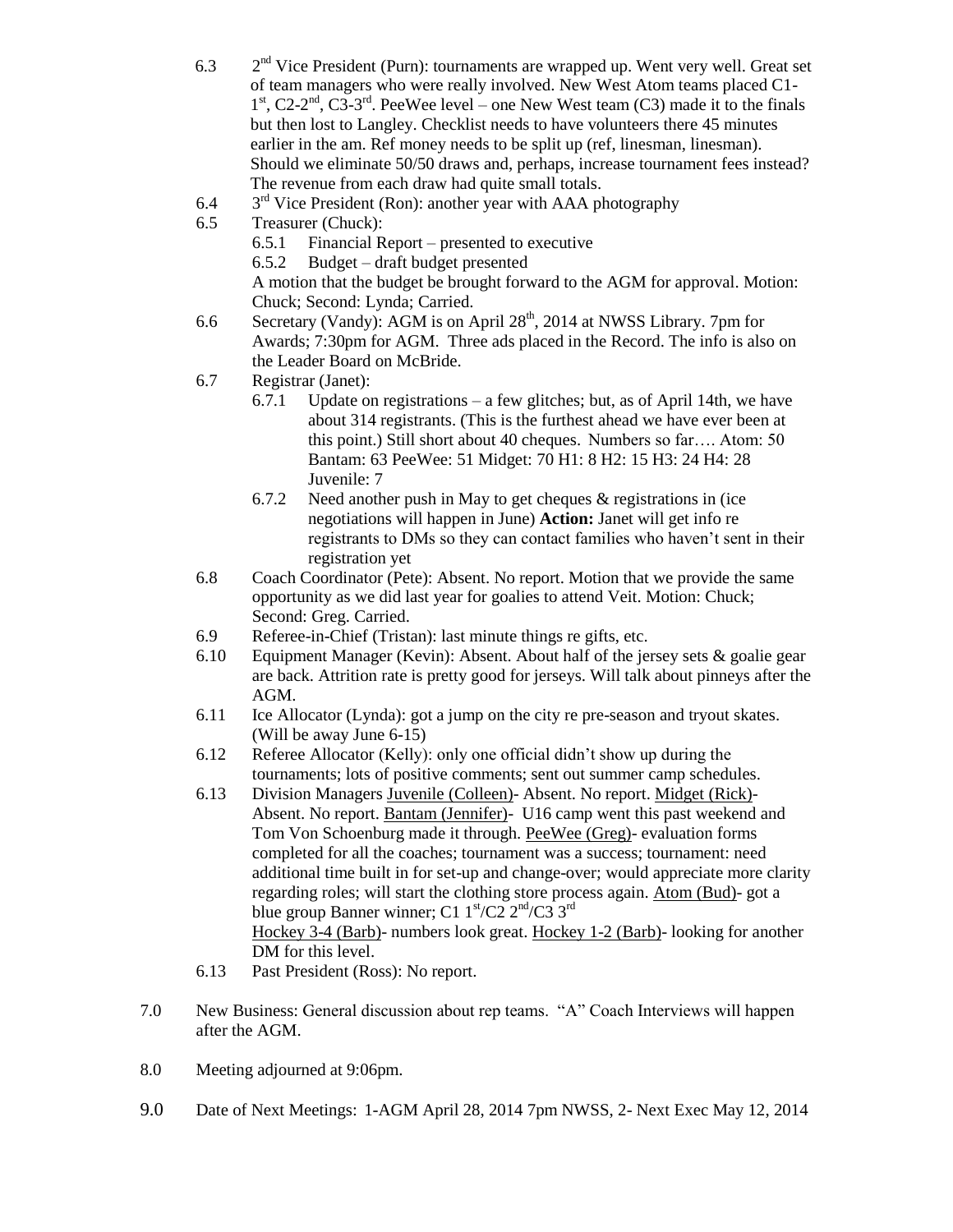6.3 2nd Vice President (Purn): tournaments are wrapped up. Went very well. Great set of team managers who were really involved. New West Atom teams placed C1-1st, C2-2nd, C3-3rd. PeeWee level – one New West team (C3) made it to the finals but then lost to Langley. Checklist needs to have volunteers there 45 minutes earlier in the am. Ref money needs to be split up (ref, linesman, linesman). Should we eliminate 50/50 draws and, perhaps, increase tournament fees instead? The revenue from each draw had quite small totals.

6.4 3rd Vice President (Ron): another year with AAA photography

6.5 Treasurer (Chuck):

6.5.1 Financial Report – presented to executive

6.5.2 Budget – draft budget presented

A motion that the budget be brought forward to the AGM for approval. Motion: Chuck; Second: Lynda; Carried.

6.6 Secretary (Vandy): AGM is on April 28th, 2014 at NWSS Library. 7pm for Awards; 7:30pm for AGM. Three ads placed in the Record. The info is also on the Leader Board on McBride.

6.7 Registrar (Janet):

6.7.1 Update on registrations – a few glitches; but, as of April 14th, we have about 314 registrants. (This is the furthest ahead we have ever been at this point.) Still short about 40 cheques. Numbers so far…. Atom: 50 Bantam: 63 PeeWee: 51 Midget: 70 H1: 8 H2: 15 H3: 24 H4: 28 Juvenile: 7

6.7.2 Need another push in May to get cheques & registrations in (ice negotiations will happen in June) **Action:** Janet will get info re registrants to DMs so they can contact families who haven't sent in their registration yet

6.8 Coach Coordinator (Pete): Absent. No report. Motion that we provide the same opportunity as we did last year for goalies to attend Veit. Motion: Chuck; Second: Greg. Carried.

6.9 Referee-in-Chief (Tristan): last minute things re gifts, etc.

6.10 Equipment Manager (Kevin): Absent. About half of the jersey sets & goalie gear are back. Attrition rate is pretty good for jerseys. Will talk about pinneys after the AGM.

6.11 Ice Allocator (Lynda): got a jump on the city re pre-season and tryout skates. (Will be away June 6-15)

6.12 Referee Allocator (Kelly): only one official didn't show up during the tournaments; lots of positive comments; sent out summer camp schedules.

6.13 Division Managers Juvenile (Colleen)- Absent. No report. Midget (Rick)- Absent. No report. Bantam (Jennifer)- U16 camp went this past weekend and Tom Von Schoenburg made it through. PeeWee (Greg)- evaluation forms completed for all the coaches; tournament was a success; tournament: need additional time built in for set-up and change-over; would appreciate more clarity regarding roles; will start the clothing store process again. Atom (Bud)- got a blue group Banner winner; C1 1st/C2 2nd/C3 3rd

Hockey 3-4 (Barb)- numbers look great. Hockey 1-2 (Barb)- looking for another DM for this level.

6.13 Past President (Ross): No report.

7.0 New Business: General discussion about rep teams. "A" Coach Interviews will happen after the AGM.

8.0 Meeting adjourned at 9:06pm.

9.0 Date of Next Meetings: 1-AGM April 28, 2014 7pm NWSS, 2- Next Exec May 12, 2014